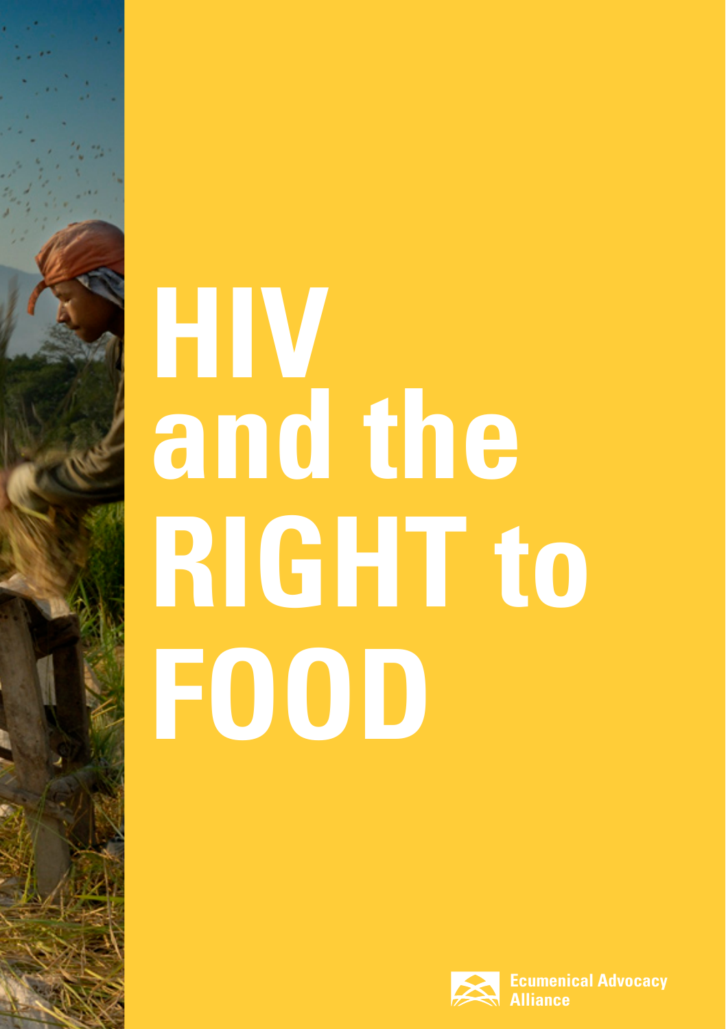# HIV and the RIGHT to FOOD

Ecumenical Advocacy Alliance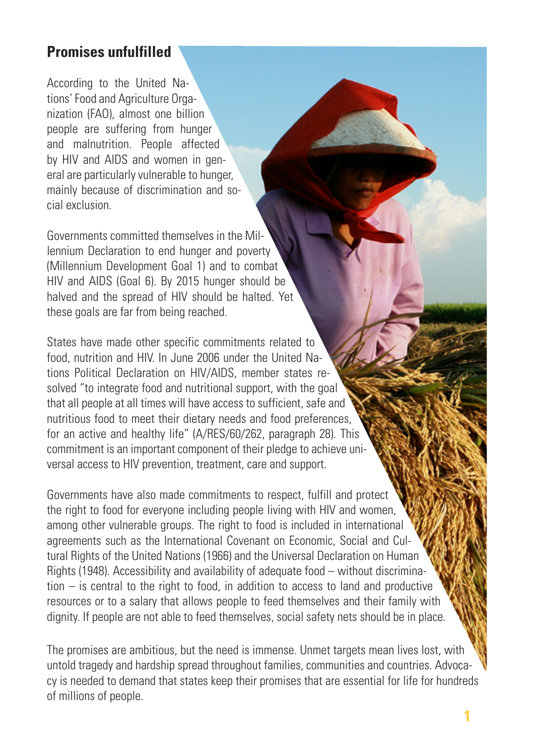## Promises unfulfilled

According to the United Nations' Food and Agriculture Organization (FAO), almost one billion people are suffering from hunger and malnutrition. People affected by HIV and AIDS and women in general are particularly vulnerable to hunger, mainly because of discrimination and social exclusion.

Governments committed themselves in the Millennium Declaration to end hunger and poverty (Millennium Development Goal 1) and to combat HIV and AIDS (Goal 6). By 2015 hunger should be halved and the spread of HIV should be halted. Yet these goals are far from being reached.

States have made other specific commitments related to food, nutrition and HIV. In June 2006 under the United Nations Political Declaration on HIV/AIDS, member states resolved "to integrate food and nutritional support, with the goal that all people at all times will have access to sufficient, safe and nutritious food to meet their dietary needs and food preferences, for an active and healthy life" (A/RES/60/262, paragraph 28). This commitment is an important component of their pledge to achieve universal access to HIV prevention, treatment, care and support.

Governments have also made commitments to respect, fulfill and protect the right to food for everyone including people living with HIV and women, among other vulnerable groups. The right to food is included in international agreements such as the International Covenant on Economic, Social and Cultural Rights of the United Nations (1966) and the Universal Declaration on Human Rights (1948). Accessibility and availability of adequate food – without discrimination – is central to the right to food, in addition to access to land and productive resources or to a salary that allows people to feed themselves and their family with dignity. If people are not able to feed themselves, social safety nets should be in place.

The promises are ambitious, but the need is immense. Unmet targets mean lives lost, with untold tragedy and hardship spread throughout families, communities and countries. Advocacy is needed to demand that states keep their promises that are essential for life for hundreds of millions of people.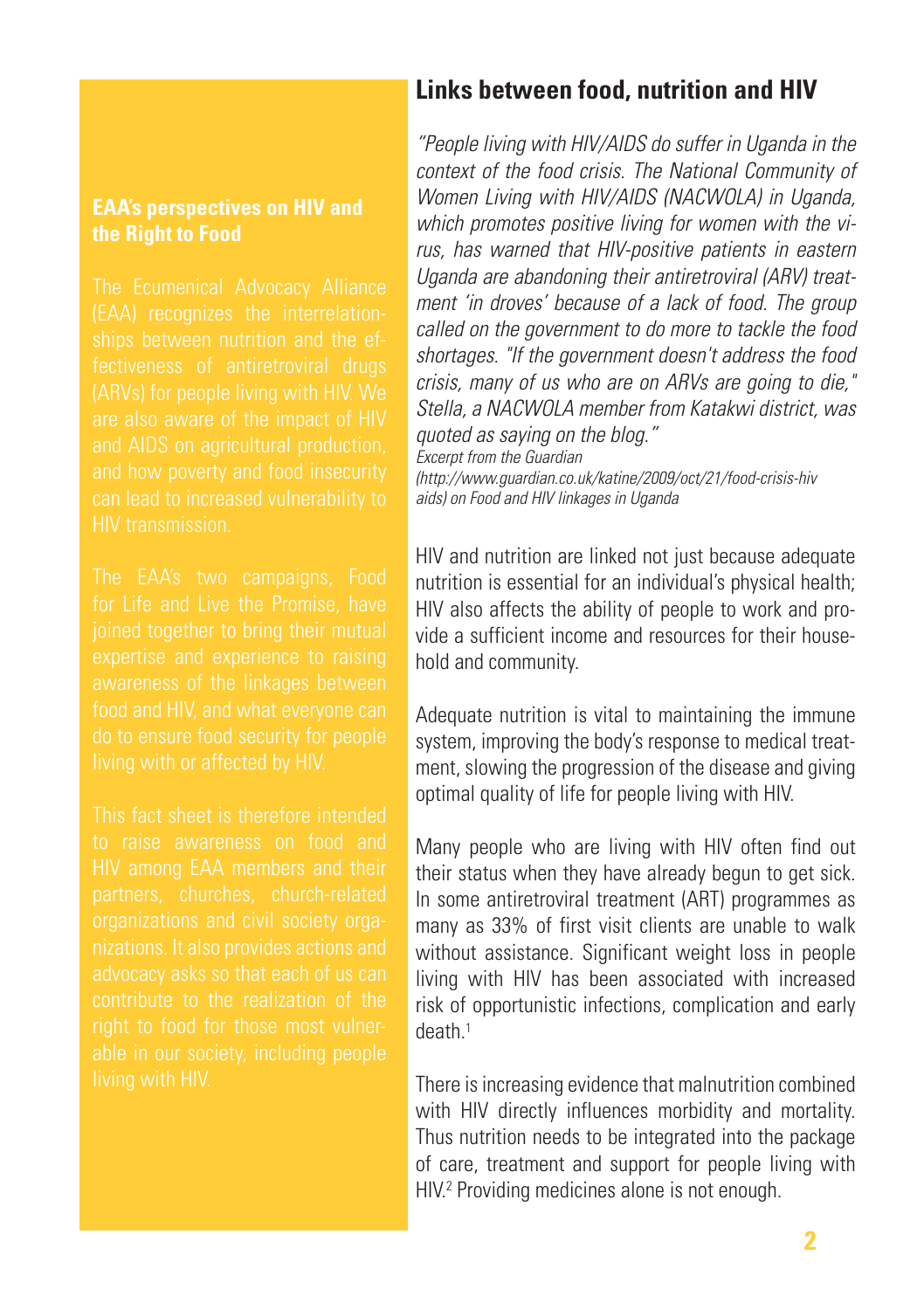## EAA's perspectives on HIV and the Right to Food

The Ecumenical Advocacy Alliance (EAA) recognizes the interrelationships between nutrition and the effectiveness of antiretroviral drugs (ARVs) for people living with HIV. We are also aware of the impact of HIV and AIDS on agricultural production, and how poverty and food insecurity can lead to increased vulnerability to HIV transmission.

The EAA's two campaigns, Food for Life and Live the Promise, have joined together to bring their mutual expertise and experience to raising awareness of the linkages between food and HIV, and what everyone can do to ensure food security for people living with or affected by HIV.

This fact sheet is therefore intended to raise awareness on food and HIV among EAA members and their partners, churches, church-related organizations and civil society organizations. It also provides actions and advocacy asks so that each of us can contribute to the realization of the right to food for those most vulnerable in our society, including people living with HIV.

## Links between food, nutrition and HIV

*"People living with HIV/AIDS do suffer in Uganda in the context of the food crisis. The National Community of Women Living with HIV/AIDS (NACWOLA) in Uganda, which promotes positive living for women with the virus, has warned that HIV-positive patients in eastern Uganda are abandoning their antiretroviral (ARV) treatment 'in droves' because of a lack of food. The group called on the government to do more to tackle the food shortages. "If the government doesn't address the food crisis, many of us who are on ARVs are going to die," Stella, a NACWOLA member from Katakwi district, was quoted as saying on the blog."*

*Excerpt from the Guardian (http://www.guardian.co.uk/katine/2009/oct/21/food-crisis-hiv aids) on Food and HIV linkages in Uganda*

HIV and nutrition are linked not just because adequate nutrition is essential for an individual's physical health; HIV also affects the ability of people to work and provide a sufficient income and resources for their household and community.

Adequate nutrition is vital to maintaining the immune system, improving the body's response to medical treatment, slowing the progression of the disease and giving optimal quality of life for people living with HIV.

Many people who are living with HIV often find out their status when they have already begun to get sick. In some antiretroviral treatment (ART) programmes as many as 33% of first visit clients are unable to walk without assistance. Significant weight loss in people living with HIV has been associated with increased risk of opportunistic infections, complication and early death.[1]

There is increasing evidence that malnutrition combined with HIV directly influences morbidity and mortality. Thus nutrition needs to be integrated into the package of care, treatment and support for people living with HIV.[2] Providing medicines alone is not enough.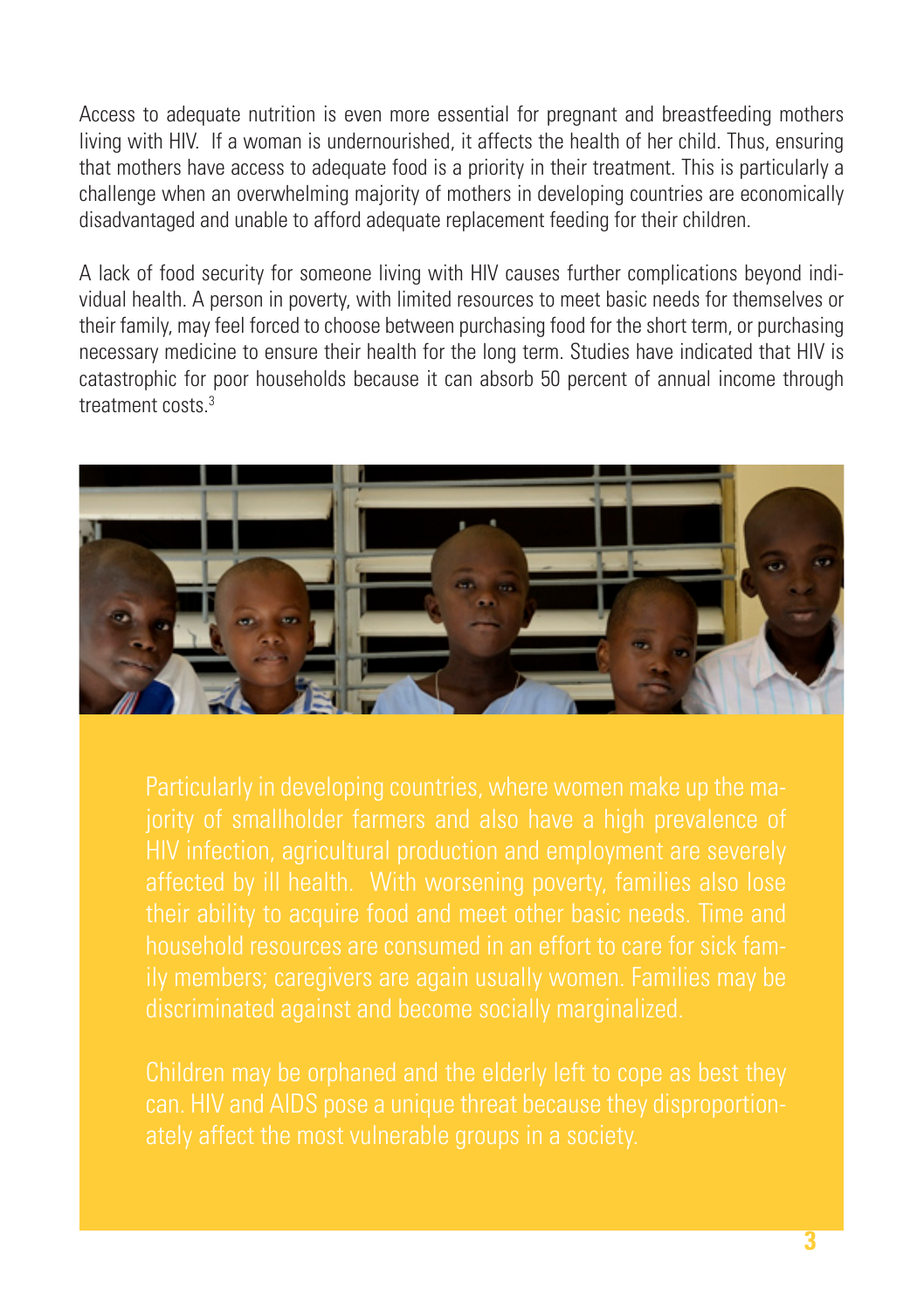Access to adequate nutrition is even more essential for pregnant and breastfeeding mothers living with HIV. If a woman is undernourished, it affects the health of her child. Thus, ensuring that mothers have access to adequate food is a priority in their treatment. This is particularly a challenge when an overwhelming majority of mothers in developing countries are economically disadvantaged and unable to afford adequate replacement feeding for their children.

A lack of food security for someone living with HIV causes further complications beyond individual health. A person in poverty, with limited resources to meet basic needs for themselves or their family, may feel forced to choose between purchasing food for the short term, or purchasing necessary medicine to ensure their health for the long term. Studies have indicated that HIV is catastrophic for poor households because it can absorb 50 percent of annual income through treatment costs.[3]

Particularly in developing countries, where women make up the majority of smallholder farmers and also have a high prevalence of HIV infection, agricultural production and employment are severely affected by ill health. With worsening poverty, families also lose their ability to acquire food and meet other basic needs. Time and household resources are consumed in an effort to care for sick family members; caregivers are again usually women. Families may be discriminated against and become socially marginalized.

Children may be orphaned and the elderly left to cope as best they can. HIV and AIDS pose a unique threat because they disproportionately affect the most vulnerable groups in a society.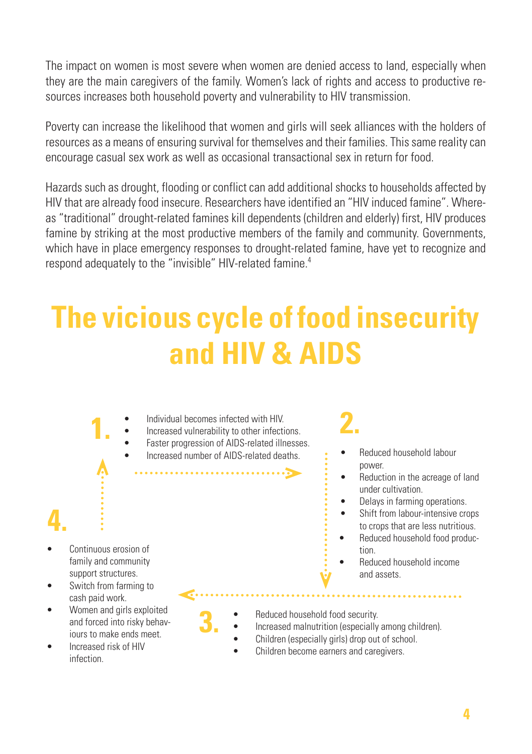The impact on women is most severe when women are denied access to land, especially when they are the main caregivers of the family. Women's lack of rights and access to productive resources increases both household poverty and vulnerability to HIV transmission.

Poverty can increase the likelihood that women and girls will seek alliances with the holders of resources as a means of ensuring survival for themselves and their families. This same reality can encourage casual sex work as well as occasional transactional sex in return for food.

Hazards such as drought, flooding or conflict can add additional shocks to households affected by HIV that are already food insecure. Researchers have identified an "HIV induced famine". Whereas "traditional" drought-related famines kill dependents (children and elderly) first, HIV produces famine by striking at the most productive members of the family and community. Governments, which have in place emergency responses to drought-related famine, have yet to recognize and respond adequately to the "invisible" HIV-related famine.[4]

# The vicious cycle of food insecurity and HIV & AIDS

**1.**

- Individual becomes infected with HIV.
- Increased vulnerability to other infections.
- Faster progression of AIDS-related illnesses.
- Increased number of AIDS-related deaths.

**2.**

- Reduced household labour power.
- Reduction in the acreage of land under cultivation.
- Delays in farming operations.
- Shift from labour-intensive crops to crops that are less nutritious.
- Reduced household food production.
- Reduced household income and assets.

**3.**

- Reduced household food security.
- Increased malnutrition (especially among children).
- Children (especially girls) drop out of school.
- Children become earners and caregivers.

**4.**

- Continuous erosion of family and community support structures.
- Switch from farming to cash paid work.
- Women and girls exploited and forced into risky behaviours to make ends meet.
- Increased risk of HIV infection.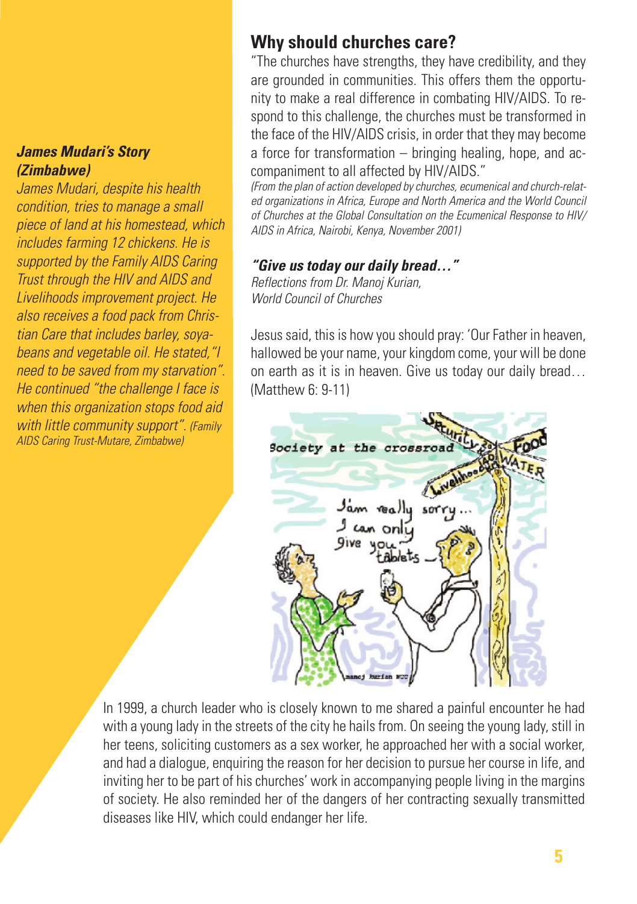### *James Mudari's Story (Zimbabwe)*

*James Mudari, despite his health condition, tries to manage a small piece of land at his homestead, which includes farming 12 chickens. He is supported by the Family AIDS Caring Trust through the HIV and AIDS and Livelihoods improvement project. He also receives a food pack from Christian Care that includes barley, soya-beans and vegetable oil. He stated, "I need to be saved from my starvation". He continued "the challenge I face is when this organization stops food aid with little community support". (Family AIDS Caring Trust-Mutare, Zimbabwe)*

## Why should churches care?

"The churches have strengths, they have credibility, and they are grounded in communities. This offers them the opportunity to make a real difference in combating HIV/AIDS. To respond to this challenge, the churches must be transformed in the face of the HIV/AIDS crisis, in order that they may become a force for transformation – bringing healing, hope, and accompaniment to all affected by HIV/AIDS."

*(From the plan of action developed by churches, ecumenical and church-related organizations in Africa, Europe and North America and the World Council of Churches at the Global Consultation on the Ecumenical Response to HIV/AIDS in Africa, Nairobi, Kenya, November 2001)*

### *"Give us today our daily bread…"*

*Reflections from Dr. Manoj Kurian, World Council of Churches*

Jesus said, this is how you should pray: 'Our Father in heaven, hallowed be your name, your kingdom come, your will be done on earth as it is in heaven. Give us today our daily bread… (Matthew 6: 9-11)

In 1999, a church leader who is closely known to me shared a painful encounter he had with a young lady in the streets of the city he hails from. On seeing the young lady, still in her teens, soliciting customers as a sex worker, he approached her with a social worker, and had a dialogue, enquiring the reason for her decision to pursue her course in life, and inviting her to be part of his churches' work in accompanying people living in the margins of society. He also reminded her of the dangers of her contracting sexually transmitted diseases like HIV, which could endanger her life.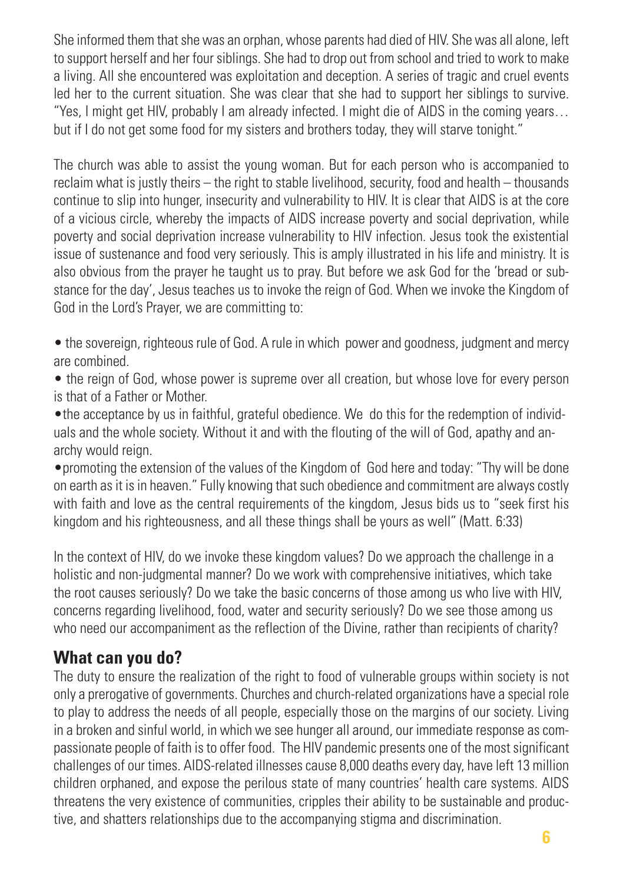She informed them that she was an orphan, whose parents had died of HIV. She was all alone, left to support herself and her four siblings. She had to drop out from school and tried to work to make a living. All she encountered was exploitation and deception. A series of tragic and cruel events led her to the current situation. She was clear that she had to support her siblings to survive. "Yes, I might get HIV, probably I am already infected. I might die of AIDS in the coming years… but if I do not get some food for my sisters and brothers today, they will starve tonight."

The church was able to assist the young woman. But for each person who is accompanied to reclaim what is justly theirs – the right to stable livelihood, security, food and health – thousands continue to slip into hunger, insecurity and vulnerability to HIV. It is clear that AIDS is at the core of a vicious circle, whereby the impacts of AIDS increase poverty and social deprivation, while poverty and social deprivation increase vulnerability to HIV infection. Jesus took the existential issue of sustenance and food very seriously. This is amply illustrated in his life and ministry. It is also obvious from the prayer he taught us to pray. But before we ask God for the 'bread or substance for the day', Jesus teaches us to invoke the reign of God. When we invoke the Kingdom of God in the Lord's Prayer, we are committing to:

- the sovereign, righteous rule of God. A rule in which power and goodness, judgment and mercy are combined.
- the reign of God, whose power is supreme over all creation, but whose love for every person is that of a Father or Mother.
- the acceptance by us in faithful, grateful obedience. We do this for the redemption of individuals and the whole society. Without it and with the flouting of the will of God, apathy and anarchy would reign.
- promoting the extension of the values of the Kingdom of God here and today: "Thy will be done on earth as it is in heaven." Fully knowing that such obedience and commitment are always costly with faith and love as the central requirements of the kingdom, Jesus bids us to "seek first his kingdom and his righteousness, and all these things shall be yours as well" (Matt. 6:33)

In the context of HIV, do we invoke these kingdom values? Do we approach the challenge in a holistic and non-judgmental manner? Do we work with comprehensive initiatives, which take the root causes seriously? Do we take the basic concerns of those among us who live with HIV, concerns regarding livelihood, food, water and security seriously? Do we see those among us who need our accompaniment as the reflection of the Divine, rather than recipients of charity?

## What can you do?

The duty to ensure the realization of the right to food of vulnerable groups within society is not only a prerogative of governments. Churches and church-related organizations have a special role to play to address the needs of all people, especially those on the margins of our society. Living in a broken and sinful world, in which we see hunger all around, our immediate response as compassionate people of faith is to offer food. The HIV pandemic presents one of the most significant challenges of our times. AIDS-related illnesses cause 8,000 deaths every day, have left 13 million children orphaned, and expose the perilous state of many countries' health care systems. AIDS threatens the very existence of communities, cripples their ability to be sustainable and productive, and shatters relationships due to the accompanying stigma and discrimination.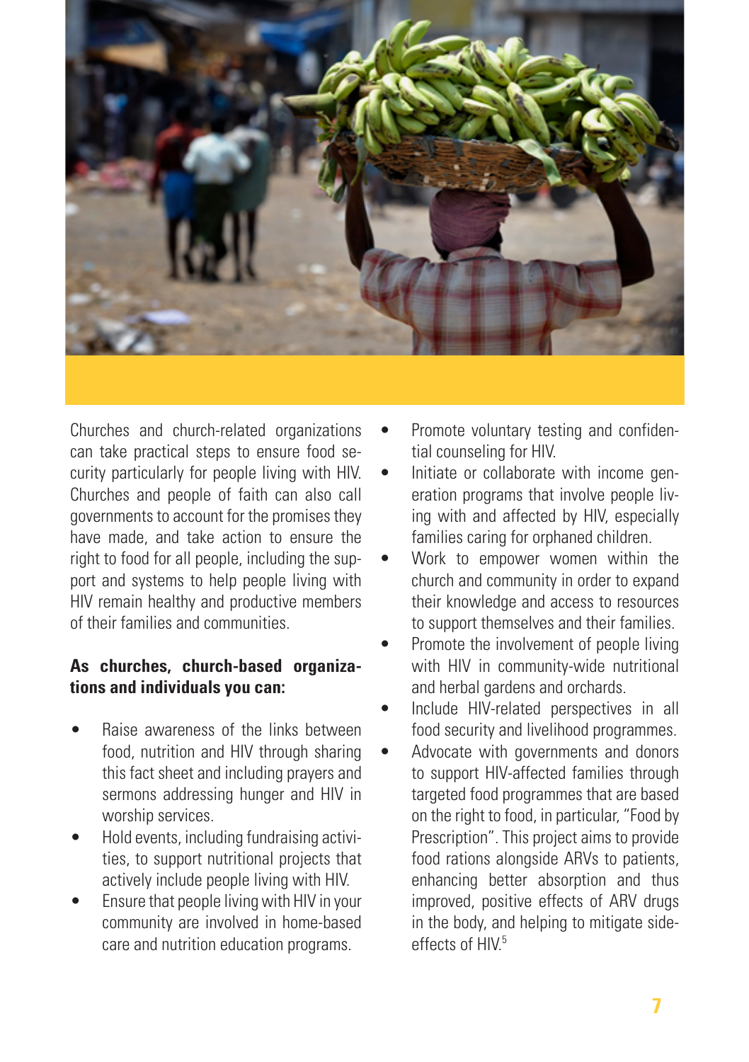Churches and church-related organizations can take practical steps to ensure food security particularly for people living with HIV. Churches and people of faith can also call governments to account for the promises they have made, and take action to ensure the right to food for all people, including the support and systems to help people living with HIV remain healthy and productive members of their families and communities.

**As churches, church-based organizations and individuals you can:**

- Raise awareness of the links between food, nutrition and HIV through sharing this fact sheet and including prayers and sermons addressing hunger and HIV in worship services.
- Hold events, including fundraising activities, to support nutritional projects that actively include people living with HIV.
- Ensure that people living with HIV in your community are involved in home-based care and nutrition education programs.
- Promote voluntary testing and confidential counseling for HIV.
- Initiate or collaborate with income generation programs that involve people living with and affected by HIV, especially families caring for orphaned children.
- Work to empower women within the church and community in order to expand their knowledge and access to resources to support themselves and their families.
- Promote the involvement of people living with HIV in community-wide nutritional and herbal gardens and orchards.
- Include HIV-related perspectives in all food security and livelihood programmes.
- Advocate with governments and donors to support HIV-affected families through targeted food programmes that are based on the right to food, in particular, "Food by Prescription". This project aims to provide food rations alongside ARVs to patients, enhancing better absorption and thus improved, positive effects of ARV drugs in the body, and helping to mitigate side-effects of HIV.[5]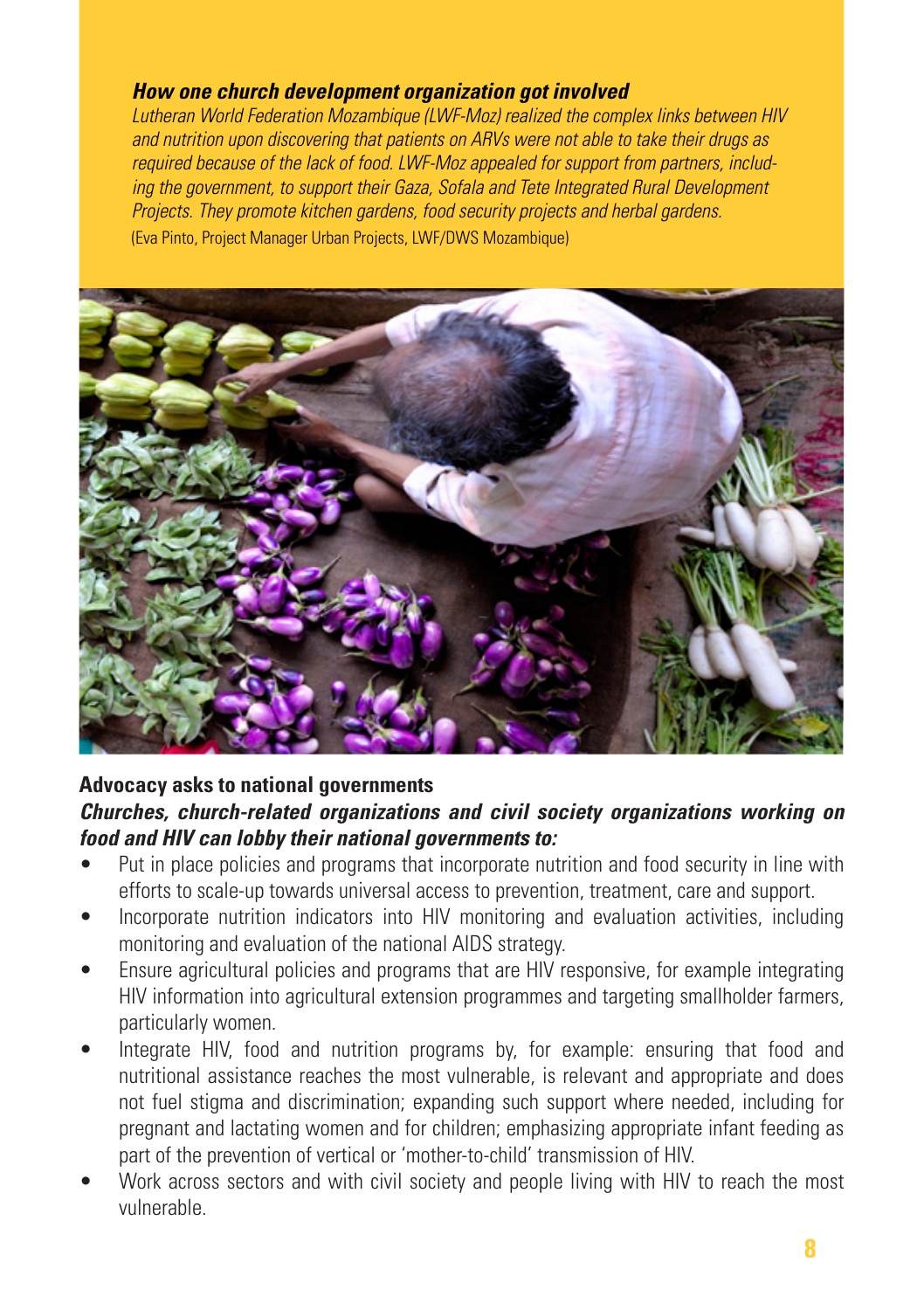### *How one church development organization got involved*

*Lutheran World Federation Mozambique (LWF-Moz) realized the complex links between HIV and nutrition upon discovering that patients on ARVs were not able to take their drugs as required because of the lack of food. LWF-Moz appealed for support from partners, including the government, to support their Gaza, Sofala and Tete Integrated Rural Development Projects. They promote kitchen gardens, food security projects and herbal gardens.*
(Eva Pinto, Project Manager Urban Projects, LWF/DWS Mozambique)

**Advocacy asks to national governments**

***Churches, church-related organizations and civil society organizations working on food and HIV can lobby their national governments to:***

- Put in place policies and programs that incorporate nutrition and food security in line with efforts to scale-up towards universal access to prevention, treatment, care and support.
- Incorporate nutrition indicators into HIV monitoring and evaluation activities, including monitoring and evaluation of the national AIDS strategy.
- Ensure agricultural policies and programs that are HIV responsive, for example integrating HIV information into agricultural extension programmes and targeting smallholder farmers, particularly women.
- Integrate HIV, food and nutrition programs by, for example: ensuring that food and nutritional assistance reaches the most vulnerable, is relevant and appropriate and does not fuel stigma and discrimination; expanding such support where needed, including for pregnant and lactating women and for children; emphasizing appropriate infant feeding as part of the prevention of vertical or 'mother-to-child' transmission of HIV.
- Work across sectors and with civil society and people living with HIV to reach the most vulnerable.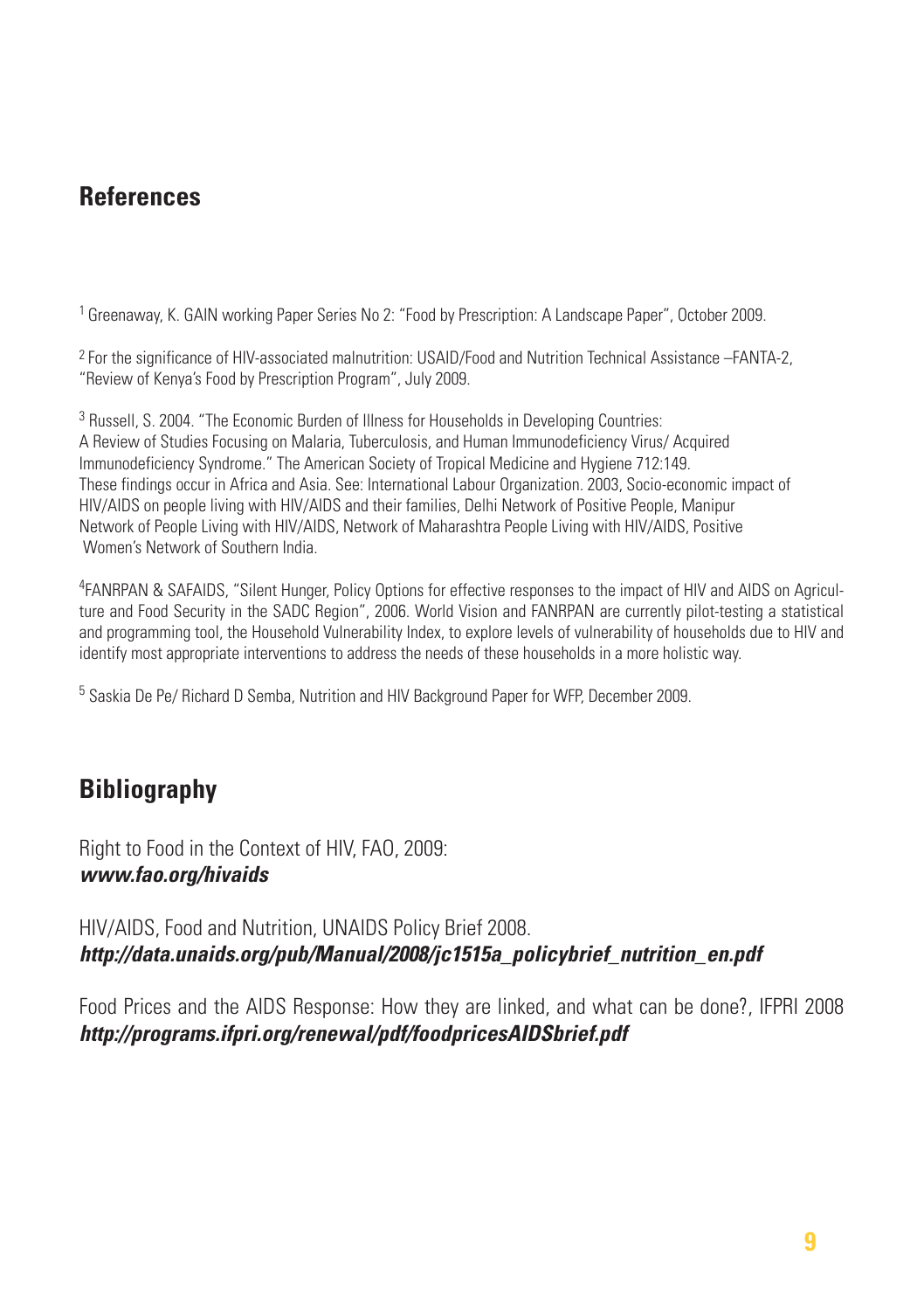## References

[1] Greenaway, K. GAIN working Paper Series No 2: "Food by Prescription: A Landscape Paper", October 2009.

[2] For the significance of HIV-associated malnutrition: USAID/Food and Nutrition Technical Assistance –FANTA-2, "Review of Kenya's Food by Prescription Program", July 2009.

[3] Russell, S. 2004. "The Economic Burden of Illness for Households in Developing Countries: A Review of Studies Focusing on Malaria, Tuberculosis, and Human Immunodeficiency Virus/ Acquired Immunodeficiency Syndrome." The American Society of Tropical Medicine and Hygiene 712:149. These findings occur in Africa and Asia. See: International Labour Organization. 2003, Socio-economic impact of HIV/AIDS on people living with HIV/AIDS and their families, Delhi Network of Positive People, Manipur Network of People Living with HIV/AIDS, Network of Maharashtra People Living with HIV/AIDS, Positive Women's Network of Southern India.

[4] FANRPAN & SAFAIDS, "Silent Hunger, Policy Options for effective responses to the impact of HIV and AIDS on Agriculture and Food Security in the SADC Region", 2006. World Vision and FANRPAN are currently pilot-testing a statistical and programming tool, the Household Vulnerability Index, to explore levels of vulnerability of households due to HIV and identify most appropriate interventions to address the needs of these households in a more holistic way.

[5] Saskia De Pe/ Richard D Semba, Nutrition and HIV Background Paper for WFP, December 2009.

## Bibliography

Right to Food in the Context of HIV, FAO, 2009:
***www.fao.org/hivaids***

HIV/AIDS, Food and Nutrition, UNAIDS Policy Brief 2008.
***http://data.unaids.org/pub/Manual/2008/jc1515a_policybrief_nutrition_en.pdf***

Food Prices and the AIDS Response: How they are linked, and what can be done?, IFPRI 2008
***http://programs.ifpri.org/renewal/pdf/foodpricesAIDSbrief.pdf***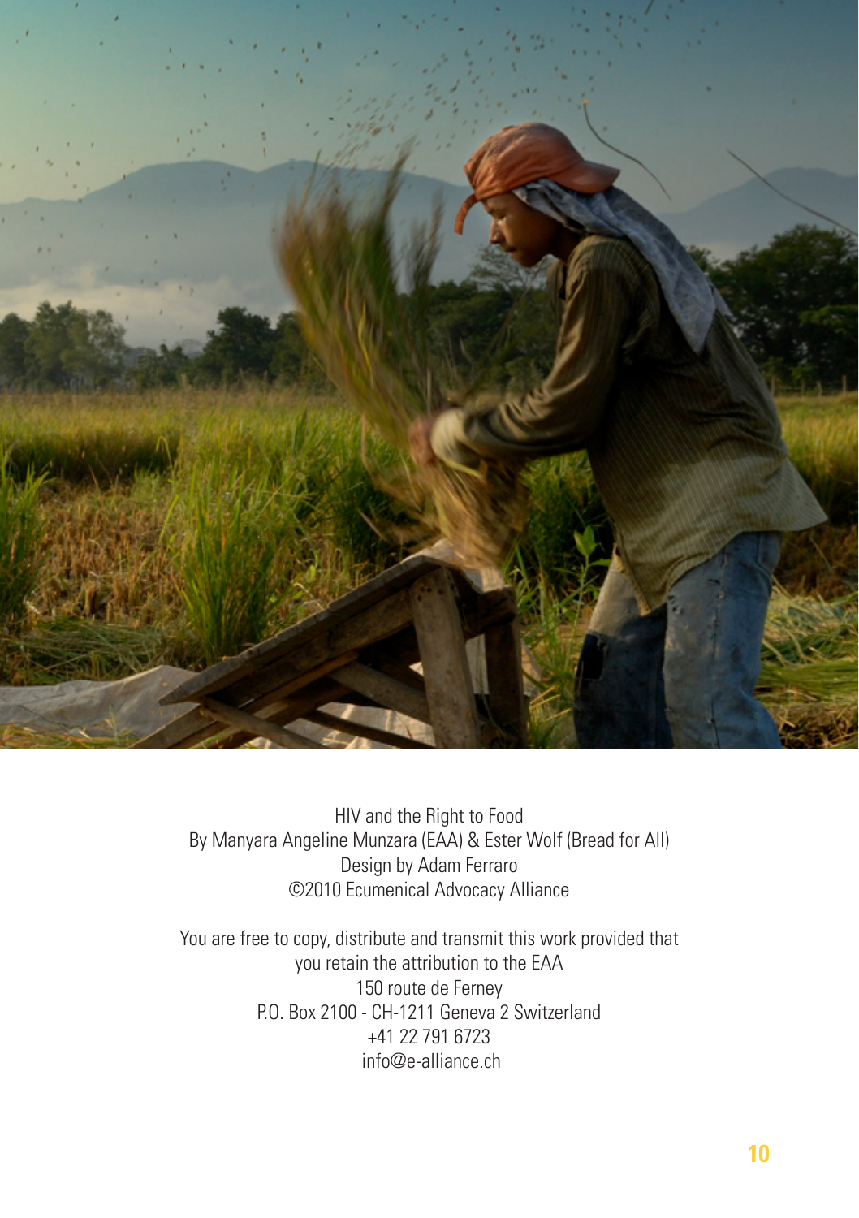HIV and the Right to Food
By Manyara Angeline Munzara (EAA) & Ester Wolf (Bread for All)
Design by Adam Ferraro
©2010 Ecumenical Advocacy Alliance

You are free to copy, distribute and transmit this work provided that
you retain the attribution to the EAA
150 route de Ferney
P.O. Box 2100 - CH-1211 Geneva 2 Switzerland
+41 22 791 6723
info@e-alliance.ch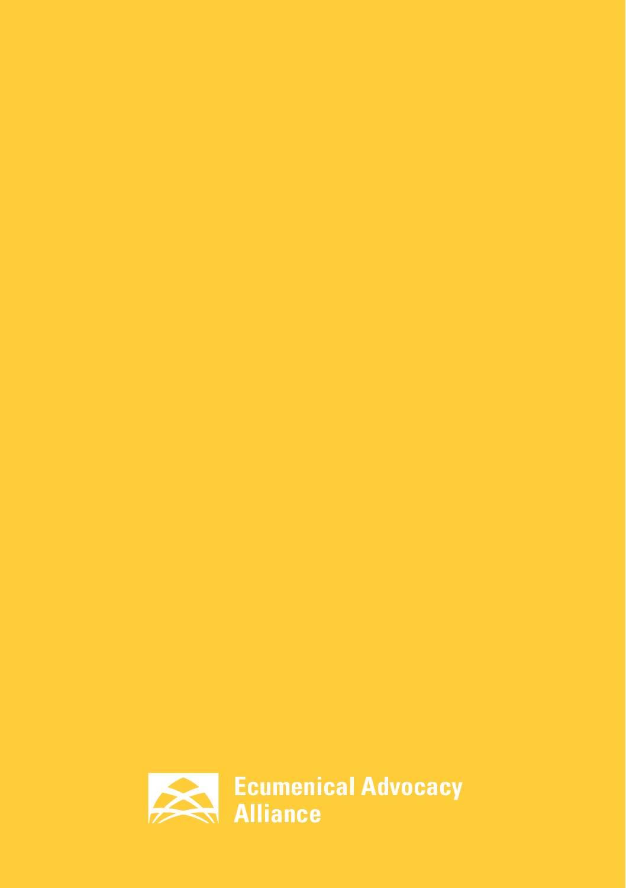Ecumenical Advocacy Alliance